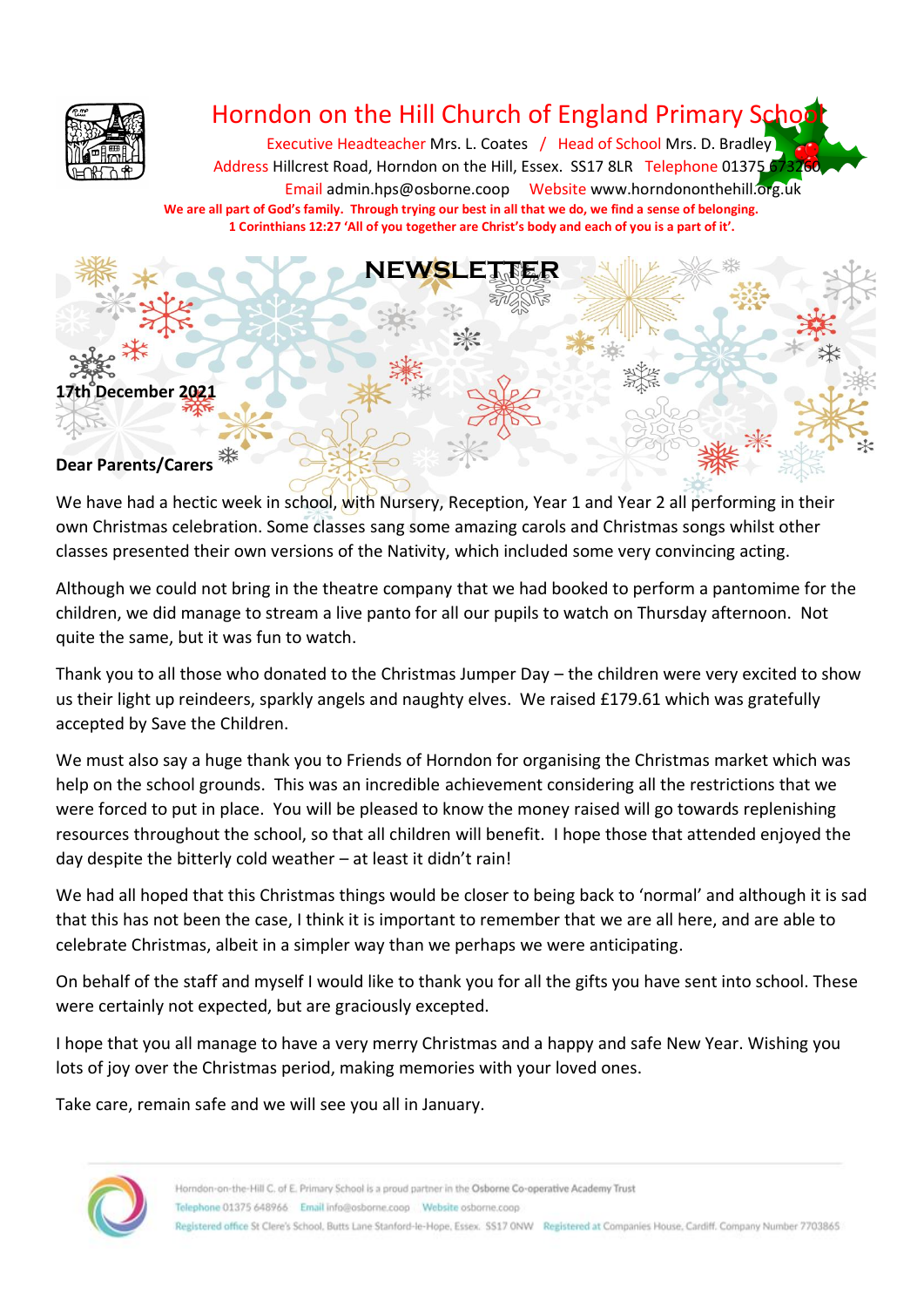# Horndon on the Hill Church of England Primary School

Executive Headteacher Mrs. L. Coates / Head of School Mrs. D. Bradley

Address Hillcrest Road, Horndon on the Hill, Essex. SS17 8LR Telephone 01375 673260

Email admin.hps@osborne.coop Website www.horndononthehill.org.uk

**We are all part of God's family. Through trying our best in all that we do, we find a sense of belonging.**

**1 Corinthians 12:27 'All of you together are Christ's body and each of you is a part of it'.**

## NEWSLETTER

**17th December 2021**

**Dear Parents/Carers**

We have had a hectic week in school, with Nursery, Reception, Year 1 and Year 2 all performing in their own Christmas celebration. Some classes sang some amazing carols and Christmas songs whilst other classes presented their own versions of the Nativity, which included some very convincing acting.

Although we could not bring in the theatre company that we had booked to perform a pantomime for the children, we did manage to stream a live panto for all our pupils to watch on Thursday afternoon. Not quite the same, but it was fun to watch.

Thank you to all those who donated to the Christmas Jumper Day – the children were very excited to show us their light up reindeers, sparkly angels and naughty elves. We raised £179.61 which was gratefully accepted by Save the Children.

We must also say a huge thank you to Friends of Horndon for organising the Christmas market which was help on the school grounds. This was an incredible achievement considering all the restrictions that we were forced to put in place. You will be pleased to know the money raised will go towards replenishing resources throughout the school, so that all children will benefit. I hope those that attended enjoyed the day despite the bitterly cold weather – at least it didn't rain!

We had all hoped that this Christmas things would be closer to being back to 'normal' and although it is sad that this has not been the case, I think it is important to remember that we are all here, and are able to celebrate Christmas, albeit in a simpler way than we perhaps we were anticipating.

On behalf of the staff and myself I would like to thank you for all the gifts you have sent into school. These were certainly not expected, but are graciously excepted.

I hope that you all manage to have a very merry Christmas and a happy and safe New Year. Wishing you lots of joy over the Christmas period, making memories with your loved ones.

Take care, remain safe and we will see you all in January.

Horndon-on-the-Hill C. of E. Primary School is a proud partner in the Osborne Co-operative Academy Trust

Telephone 01375 648966 Email info@osborne.coop Website osborne.coop

Registered office St Clere's School, Butts Lane Stanford-le-Hope, Essex. SS17 0NW Registered at Companies House, Cardiff. Company Number 7703865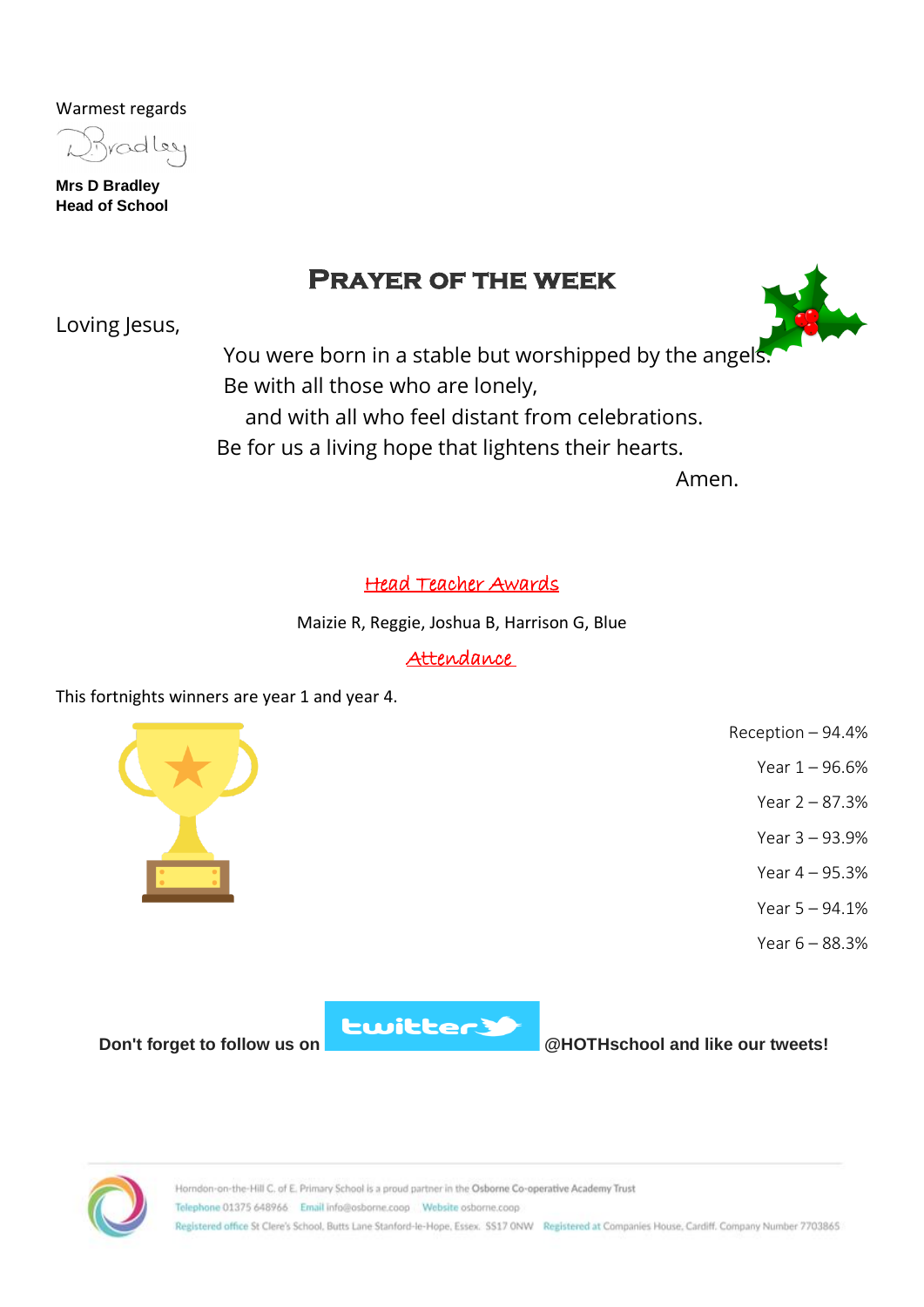Warmest regards

Mrs D Bradley
**Head of School**

## Prayer of the Week

Loving Jesus,

You were born in a stable but worshipped by the angels.
Be with all those who are lonely,
and with all who feel distant from celebrations.
Be for us a living hope that lightens their hearts.
Amen.

### Head Teacher Awards

Maizie R, Reggie, Joshua B, Harrison G, Blue

### Attendance

This fortnights winners are year 1 and year 4.

Reception – 94.4%
Year 1 – 96.6%
Year 2 – 87.3%
Year 3 – 93.9%
Year 4 – 95.3%
Year 5 – 94.1%
Year 6 – 88.3%

**Don't forget to follow us on twitter @HOTHschool and like our tweets!**

Horndon-on-the-Hill C. of E. Primary School is a proud partner in the Osborne Co-operative Academy Trust
Telephone 01375 648966 Email info@osborne.coop Website osborne.coop
Registered office St Clere's School, Butts Lane Stanford-le-Hope, Essex. SS17 0NW Registered at Companies House, Cardiff. Company Number 7703865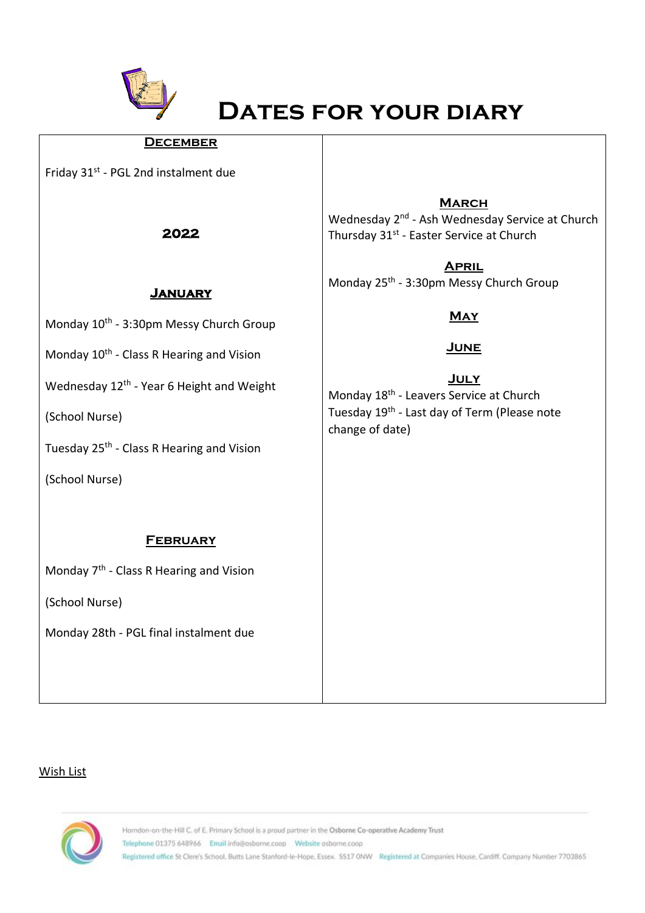# Dates for your diary

## December

Friday 31st - PGL 2nd instalment due

## 2022

## January

Monday 10th - 3:30pm Messy Church Group

Monday 10th - Class R Hearing and Vision

Wednesday 12th - Year 6 Height and Weight

(School Nurse)

Tuesday 25th - Class R Hearing and Vision

(School Nurse)

## February

Monday 7th - Class R Hearing and Vision

(School Nurse)

Monday 28th - PGL final instalment due

## March

Wednesday 2nd - Ash Wednesday Service at Church
Thursday 31st - Easter Service at Church

## April

Monday 25th - 3:30pm Messy Church Group

## May

## June

## July

Monday 18th - Leavers Service at Church
Tuesday 19th - Last day of Term (Please note change of date)

Wish List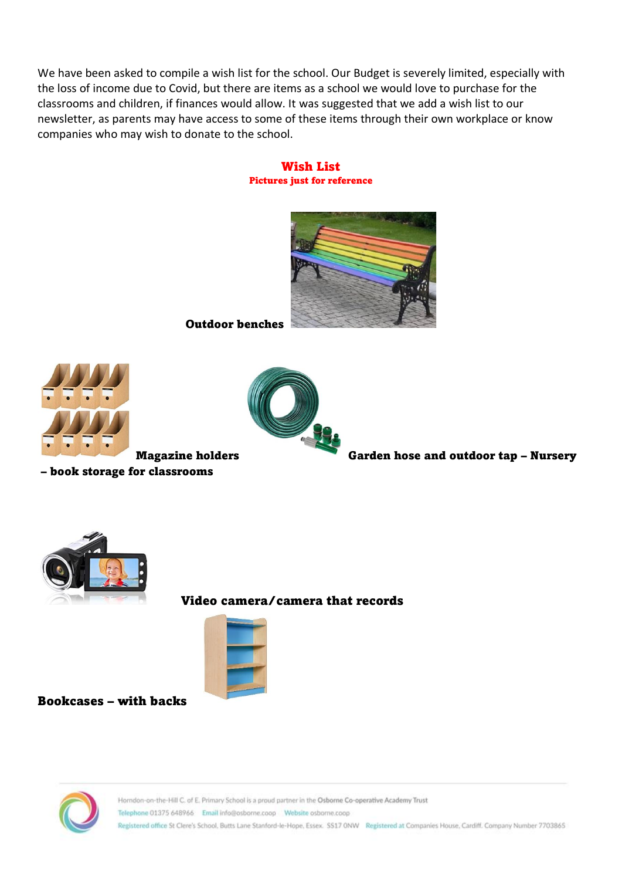We have been asked to compile a wish list for the school. Our Budget is severely limited, especially with the loss of income due to Covid, but there are items as a school we would love to purchase for the classrooms and children, if finances would allow. It was suggested that we add a wish list to our newsletter, as parents may have access to some of these items through their own workplace or know companies who may wish to donate to the school.

## Wish List

**Pictures just for reference**

**Outdoor benches**

**Magazine holders – book storage for classrooms**

**Garden hose and outdoor tap – Nursery**

**Video camera/camera that records**

**Bookcases – with backs**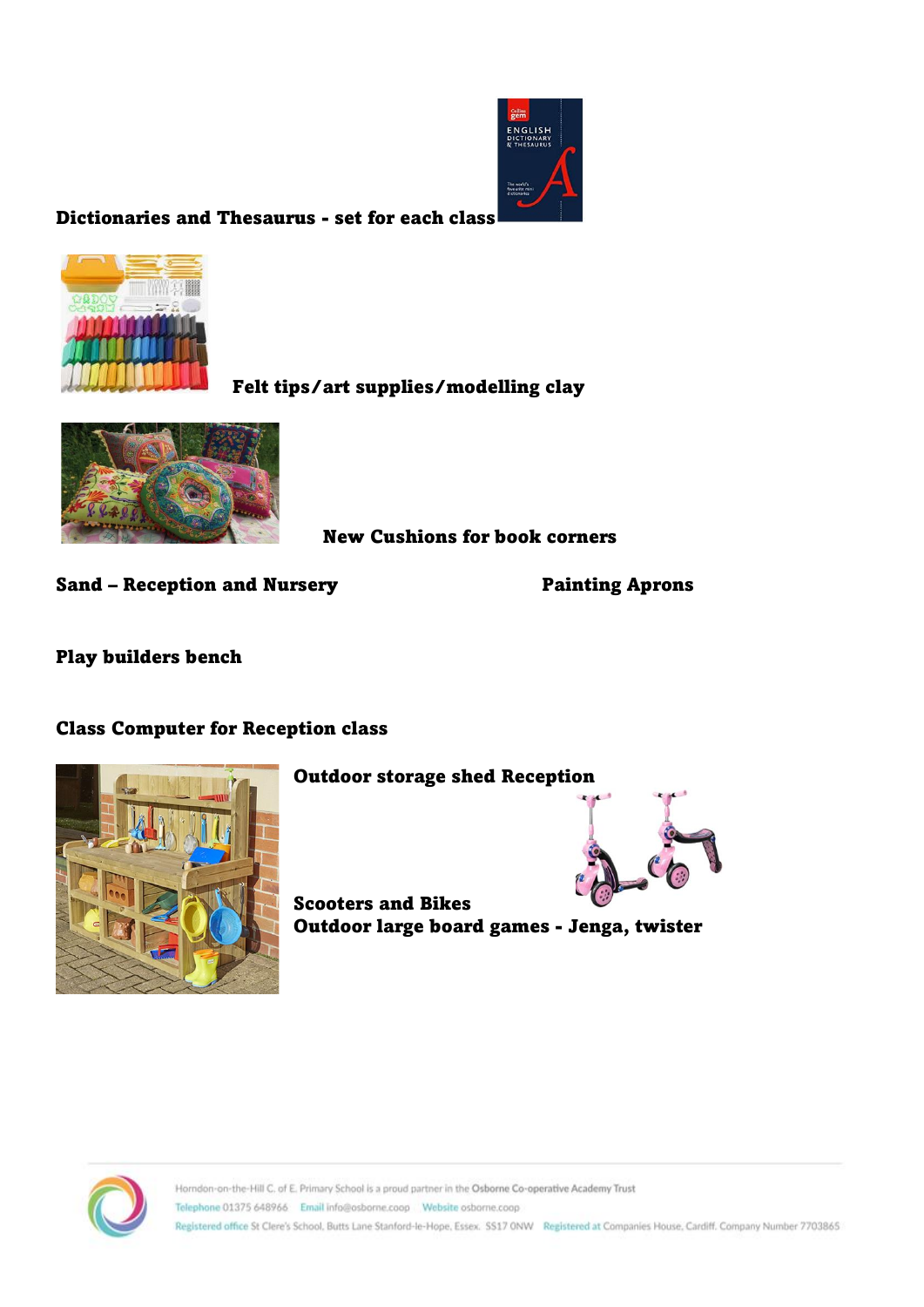**Dictionaries and Thesaurus - set for each class**

**Felt tips/art supplies/modelling clay**

**New Cushions for book corners**

**Sand – Reception and Nursery**

**Painting Aprons**

**Play builders bench**

**Class Computer for Reception class**

**Outdoor storage shed Reception**

**Scooters and Bikes**

**Outdoor large board games - Jenga, twister**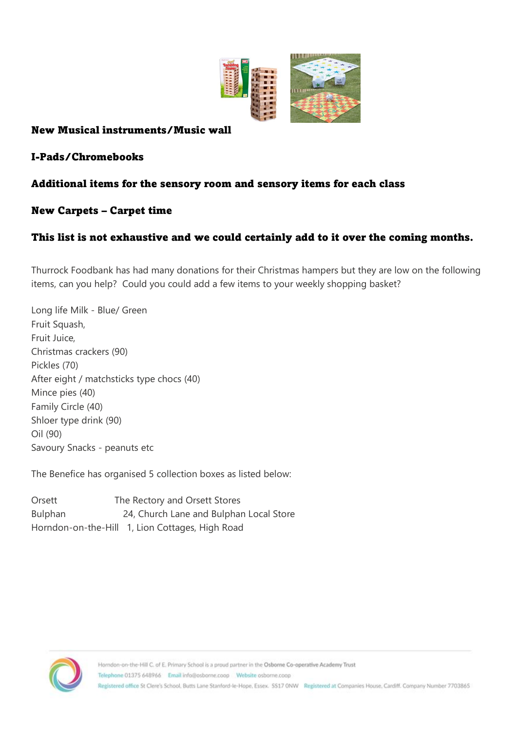**New Musical instruments/Music wall**

**I-Pads/Chromebooks**

**Additional items for the sensory room and sensory items for each class**

**New Carpets – Carpet time**

**This list is not exhaustive and we could certainly add to it over the coming months.**

Thurrock Foodbank has had many donations for their Christmas hampers but they are low on the following items, can you help? Could you could add a few items to your weekly shopping basket?

Long life Milk - Blue/ Green
Fruit Squash,
Fruit Juice,
Christmas crackers (90)
Pickles (70)
After eight / matchsticks type chocs (40)
Mince pies (40)
Family Circle (40)
Shloer type drink (90)
Oil (90)
Savoury Snacks - peanuts etc

The Benefice has organised 5 collection boxes as listed below:

| | |
|---|---|
| Orsett | The Rectory and Orsett Stores |
| Bulphan | 24, Church Lane and Bulphan Local Store |
| Horndon-on-the-Hill | 1, Lion Cottages, High Road |